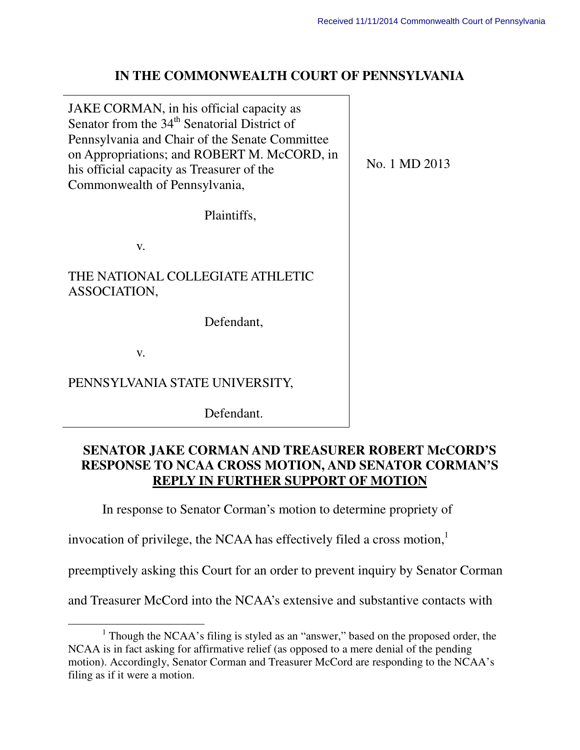Received 11/11/2014 Commonwealth Court of Pennsylvania

**IN THE COMMONWEALTH COURT OF PENNSYLVANIA**

| | |
|---|---|
| JAKE CORMAN, in his official capacity as Senator from the 34th Senatorial District of Pennsylvania and Chair of the Senate Committee on Appropriations; and ROBERT M. McCORD, in his official capacity as Treasurer of the Commonwealth of Pennsylvania,<br><br>Plaintiffs,<br><br>v.<br><br>THE NATIONAL COLLEGIATE ATHLETIC ASSOCIATION,<br><br>Defendant,<br><br>v.<br><br>PENNSYLVANIA STATE UNIVERSITY,<br><br>Defendant. | No. 1 MD 2013 |

**SENATOR JAKE CORMAN AND TREASURER ROBERT McCORD'S RESPONSE TO NCAA CROSS MOTION, AND SENATOR CORMAN'S <u>REPLY IN FURTHER SUPPORT OF MOTION</u>**

In response to Senator Corman's motion to determine propriety of invocation of privilege, the NCAA has effectively filed a cross motion,[1] preemptively asking this Court for an order to prevent inquiry by Senator Corman and Treasurer McCord into the NCAA's extensive and substantive contacts with

---

[1] Though the NCAA's filing is styled as an "answer," based on the proposed order, the NCAA is in fact asking for affirmative relief (as opposed to a mere denial of the pending motion). Accordingly, Senator Corman and Treasurer McCord are responding to the NCAA's filing as if it were a motion.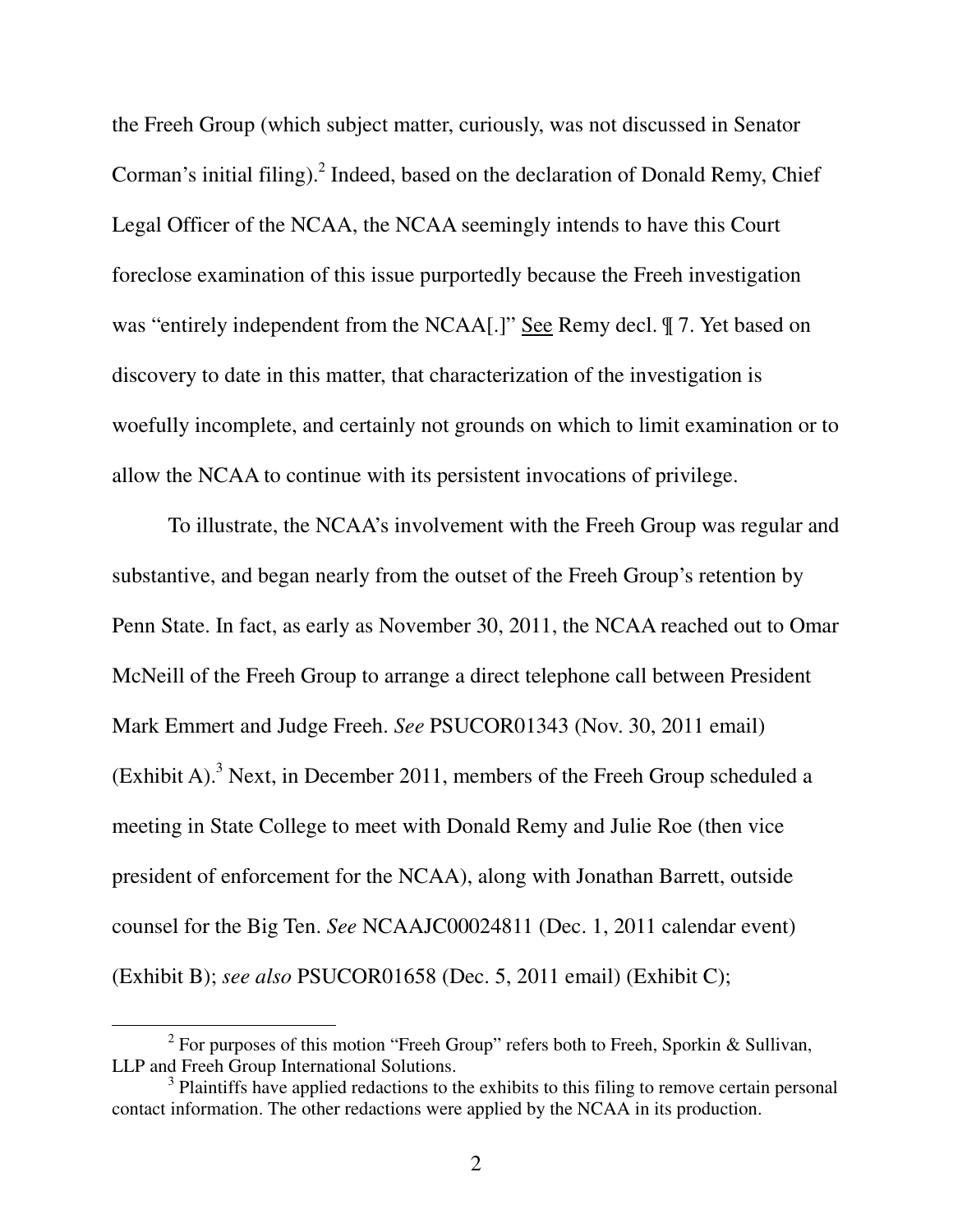the Freeh Group (which subject matter, curiously, was not discussed in Senator Corman's initial filing).[2] Indeed, based on the declaration of Donald Remy, Chief Legal Officer of the NCAA, the NCAA seemingly intends to have this Court foreclose examination of this issue purportedly because the Freeh investigation was "entirely independent from the NCAA[.]" See Remy decl. ¶ 7. Yet based on discovery to date in this matter, that characterization of the investigation is woefully incomplete, and certainly not grounds on which to limit examination or to allow the NCAA to continue with its persistent invocations of privilege.

To illustrate, the NCAA's involvement with the Freeh Group was regular and substantive, and began nearly from the outset of the Freeh Group's retention by Penn State. In fact, as early as November 30, 2011, the NCAA reached out to Omar McNeill of the Freeh Group to arrange a direct telephone call between President Mark Emmert and Judge Freeh. *See* PSUCOR01343 (Nov. 30, 2011 email) (Exhibit A).[3] Next, in December 2011, members of the Freeh Group scheduled a meeting in State College to meet with Donald Remy and Julie Roe (then vice president of enforcement for the NCAA), along with Jonathan Barrett, outside counsel for the Big Ten. *See* NCAAJC00024811 (Dec. 1, 2011 calendar event) (Exhibit B); *see also* PSUCOR01658 (Dec. 5, 2011 email) (Exhibit C);

---

[2] For purposes of this motion "Freeh Group" refers both to Freeh, Sporkin & Sullivan, LLP and Freeh Group International Solutions.

[3] Plaintiffs have applied redactions to the exhibits to this filing to remove certain personal contact information. The other redactions were applied by the NCAA in its production.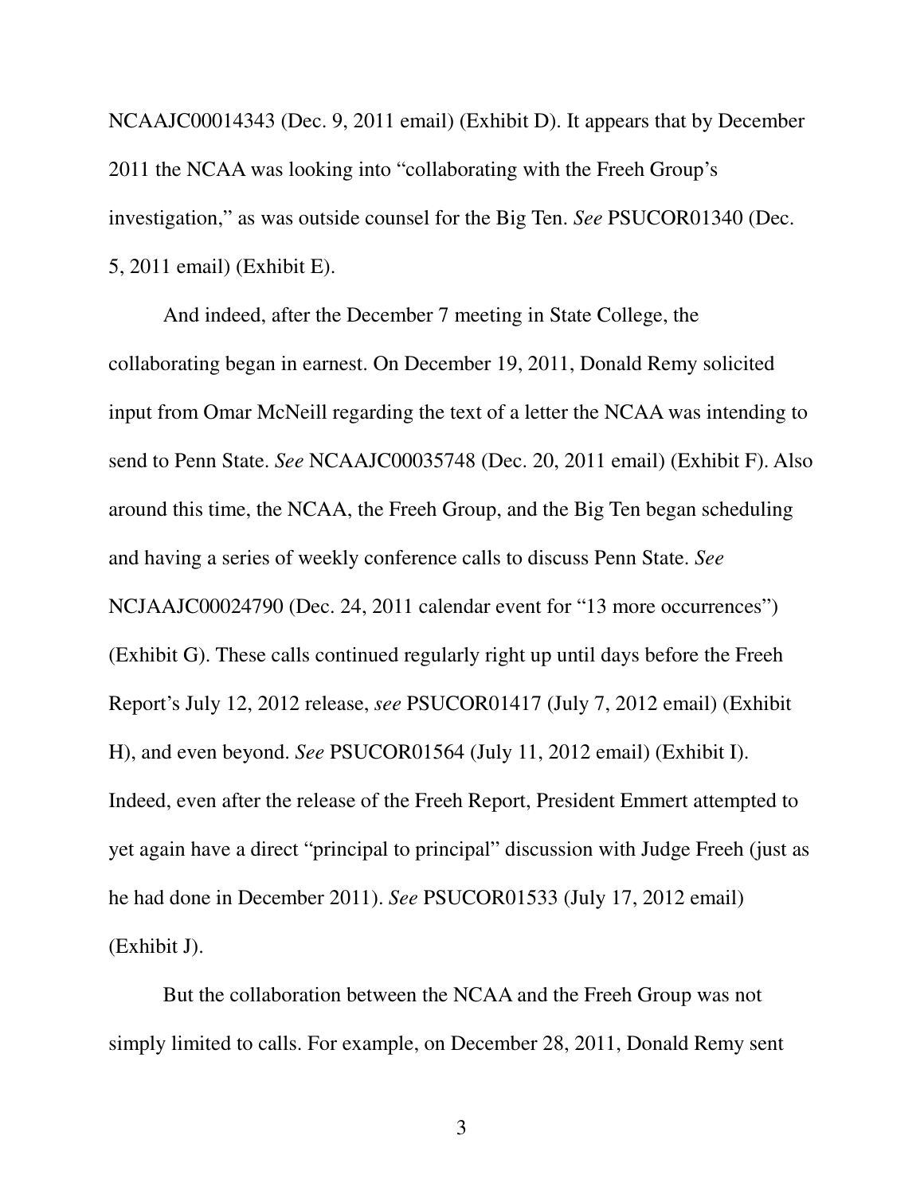NCAAJC00014343 (Dec. 9, 2011 email) (Exhibit D). It appears that by December 2011 the NCAA was looking into "collaborating with the Freeh Group's investigation," as was outside counsel for the Big Ten. *See* PSUCOR01340 (Dec. 5, 2011 email) (Exhibit E).

And indeed, after the December 7 meeting in State College, the collaborating began in earnest. On December 19, 2011, Donald Remy solicited input from Omar McNeill regarding the text of a letter the NCAA was intending to send to Penn State. *See* NCAAJC00035748 (Dec. 20, 2011 email) (Exhibit F). Also around this time, the NCAA, the Freeh Group, and the Big Ten began scheduling and having a series of weekly conference calls to discuss Penn State. *See* NCJAAJC00024790 (Dec. 24, 2011 calendar event for "13 more occurrences") (Exhibit G). These calls continued regularly right up until days before the Freeh Report's July 12, 2012 release, *see* PSUCOR01417 (July 7, 2012 email) (Exhibit H), and even beyond. *See* PSUCOR01564 (July 11, 2012 email) (Exhibit I). Indeed, even after the release of the Freeh Report, President Emmert attempted to yet again have a direct "principal to principal" discussion with Judge Freeh (just as he had done in December 2011). *See* PSUCOR01533 (July 17, 2012 email) (Exhibit J).

But the collaboration between the NCAA and the Freeh Group was not simply limited to calls. For example, on December 28, 2011, Donald Remy sent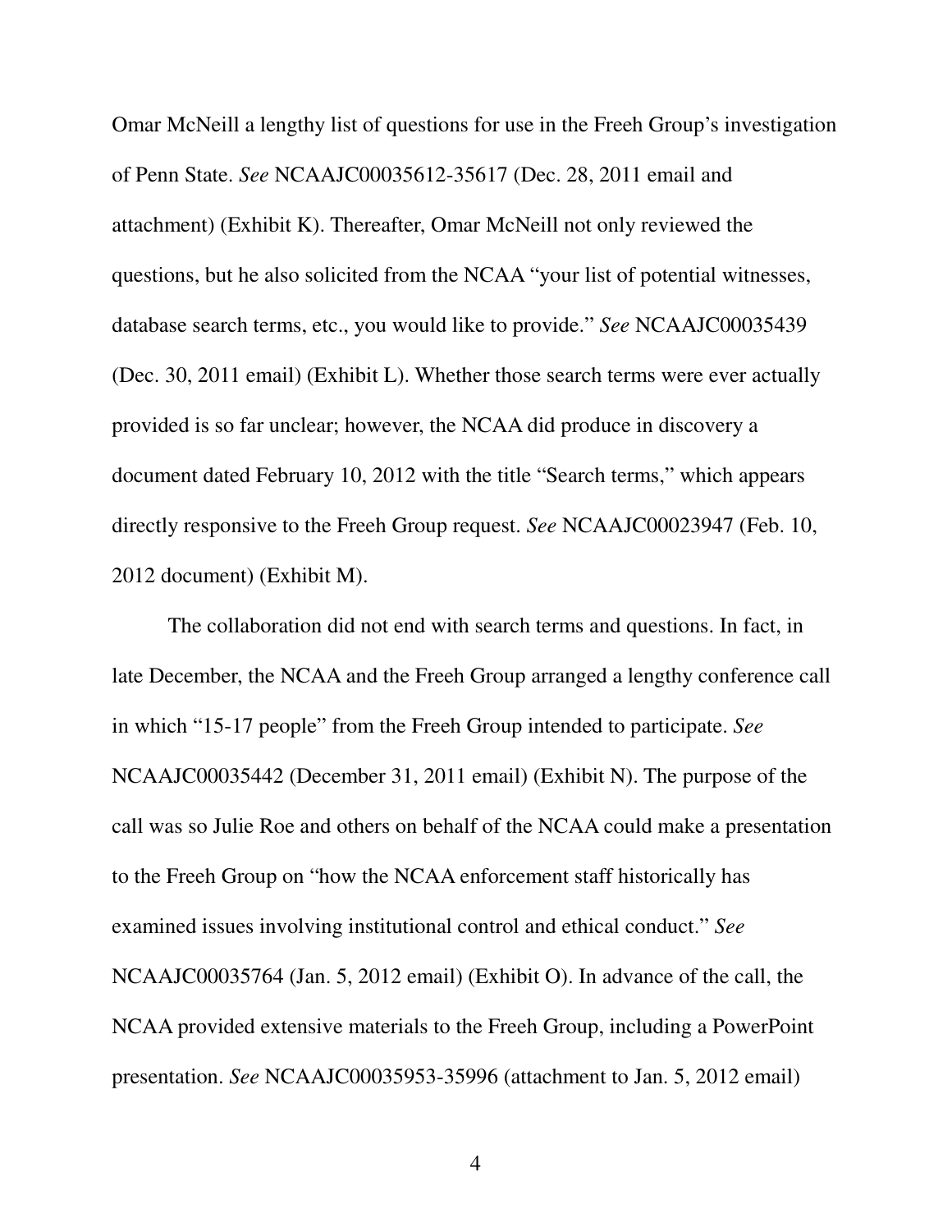Omar McNeill a lengthy list of questions for use in the Freeh Group's investigation of Penn State. *See* NCAAJC00035612-35617 (Dec. 28, 2011 email and attachment) (Exhibit K). Thereafter, Omar McNeill not only reviewed the questions, but he also solicited from the NCAA "your list of potential witnesses, database search terms, etc., you would like to provide." *See* NCAAJC00035439 (Dec. 30, 2011 email) (Exhibit L). Whether those search terms were ever actually provided is so far unclear; however, the NCAA did produce in discovery a document dated February 10, 2012 with the title "Search terms," which appears directly responsive to the Freeh Group request. *See* NCAAJC00023947 (Feb. 10, 2012 document) (Exhibit M).

The collaboration did not end with search terms and questions. In fact, in late December, the NCAA and the Freeh Group arranged a lengthy conference call in which "15-17 people" from the Freeh Group intended to participate. *See* NCAAJC00035442 (December 31, 2011 email) (Exhibit N). The purpose of the call was so Julie Roe and others on behalf of the NCAA could make a presentation to the Freeh Group on "how the NCAA enforcement staff historically has examined issues involving institutional control and ethical conduct." *See* NCAAJC00035764 (Jan. 5, 2012 email) (Exhibit O). In advance of the call, the NCAA provided extensive materials to the Freeh Group, including a PowerPoint presentation. *See* NCAAJC00035953-35996 (attachment to Jan. 5, 2012 email)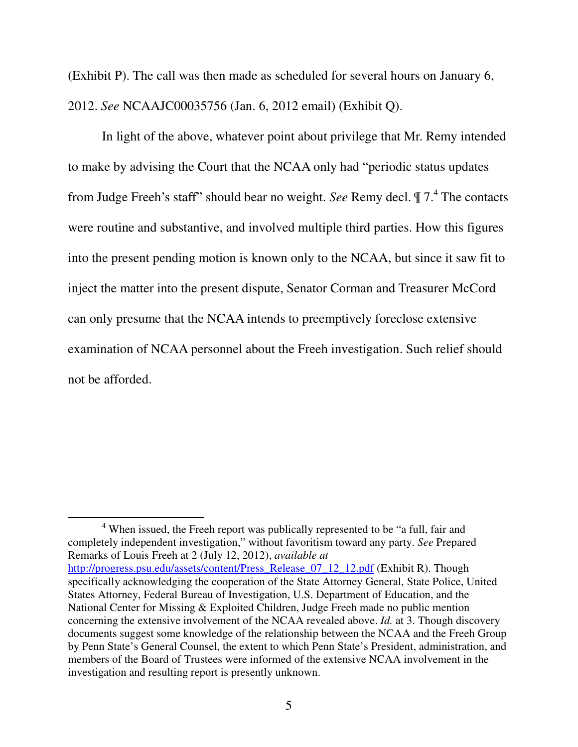(Exhibit P). The call was then made as scheduled for several hours on January 6, 2012. *See* NCAAJC00035756 (Jan. 6, 2012 email) (Exhibit Q).

In light of the above, whatever point about privilege that Mr. Remy intended to make by advising the Court that the NCAA only had "periodic status updates from Judge Freeh's staff" should bear no weight. *See* Remy decl. ¶ 7.[4] The contacts were routine and substantive, and involved multiple third parties. How this figures into the present pending motion is known only to the NCAA, but since it saw fit to inject the matter into the present dispute, Senator Corman and Treasurer McCord can only presume that the NCAA intends to preemptively foreclose extensive examination of NCAA personnel about the Freeh investigation. Such relief should not be afforded.

---

[4] When issued, the Freeh report was publically represented to be "a full, fair and completely independent investigation," without favoritism toward any party. *See* Prepared Remarks of Louis Freeh at 2 (July 12, 2012), *available at* http://progress.psu.edu/assets/content/Press_Release_07_12_12.pdf (Exhibit R). Though specifically acknowledging the cooperation of the State Attorney General, State Police, United States Attorney, Federal Bureau of Investigation, U.S. Department of Education, and the National Center for Missing & Exploited Children, Judge Freeh made no public mention concerning the extensive involvement of the NCAA revealed above. *Id.* at 3. Though discovery documents suggest some knowledge of the relationship between the NCAA and the Freeh Group by Penn State's General Counsel, the extent to which Penn State's President, administration, and members of the Board of Trustees were informed of the extensive NCAA involvement in the investigation and resulting report is presently unknown.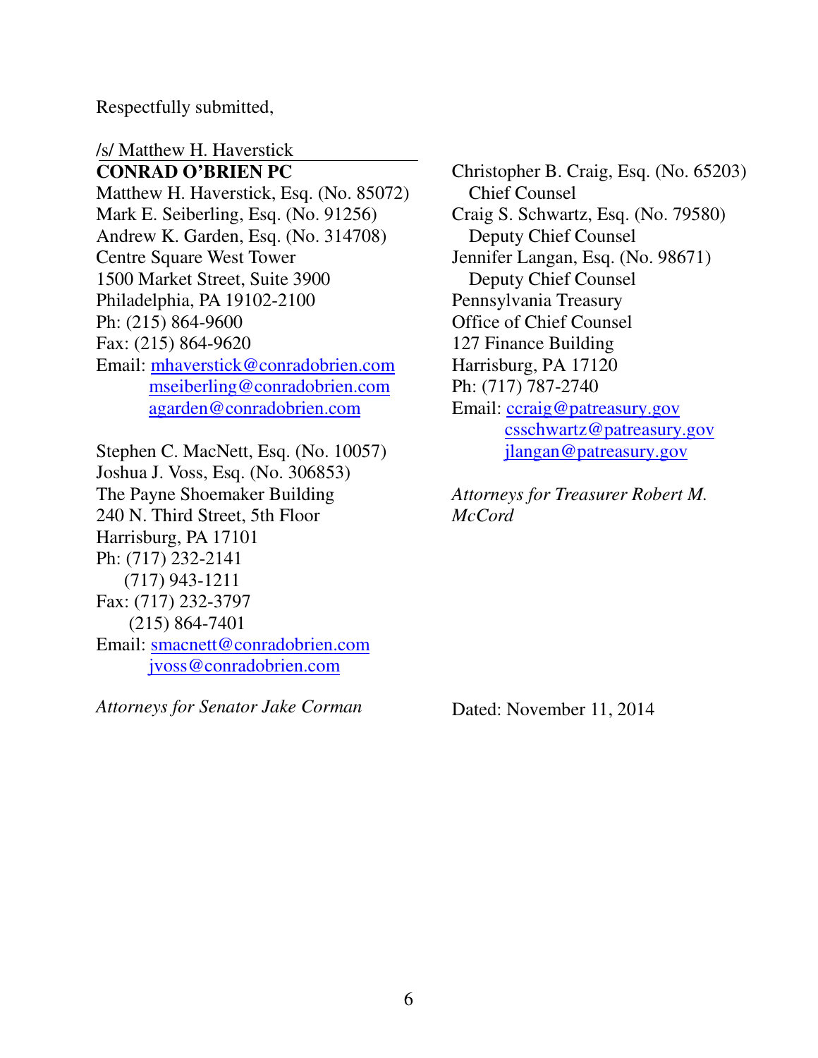Respectfully submitted,

/s/ Matthew H. Haverstick

**CONRAD O'BRIEN PC**
Matthew H. Haverstick, Esq. (No. 85072)
Mark E. Seiberling, Esq. (No. 91256)
Andrew K. Garden, Esq. (No. 314708)
Centre Square West Tower
1500 Market Street, Suite 3900
Philadelphia, PA 19102-2100
Ph: (215) 864-9600
Fax: (215) 864-9620
Email: mhaverstick@conradobrien.com
mseiberling@conradobrien.com
agarden@conradobrien.com

Stephen C. MacNett, Esq. (No. 10057)
Joshua J. Voss, Esq. (No. 306853)
The Payne Shoemaker Building
240 N. Third Street, 5th Floor
Harrisburg, PA 17101
Ph: (717) 232-2141
(717) 943-1211
Fax: (717) 232-3797
(215) 864-7401
Email: smacnett@conradobrien.com
jvoss@conradobrien.com

*Attorneys for Senator Jake Corman*

Christopher B. Craig, Esq. (No. 65203)
Chief Counsel
Craig S. Schwartz, Esq. (No. 79580)
Deputy Chief Counsel
Jennifer Langan, Esq. (No. 98671)
Deputy Chief Counsel
Pennsylvania Treasury
Office of Chief Counsel
127 Finance Building
Harrisburg, PA 17120
Ph: (717) 787-2740
Email: ccraig@patreasury.gov
csschwartz@patreasury.gov
jlangan@patreasury.gov

*Attorneys for Treasurer Robert M. McCord*

Dated: November 11, 2014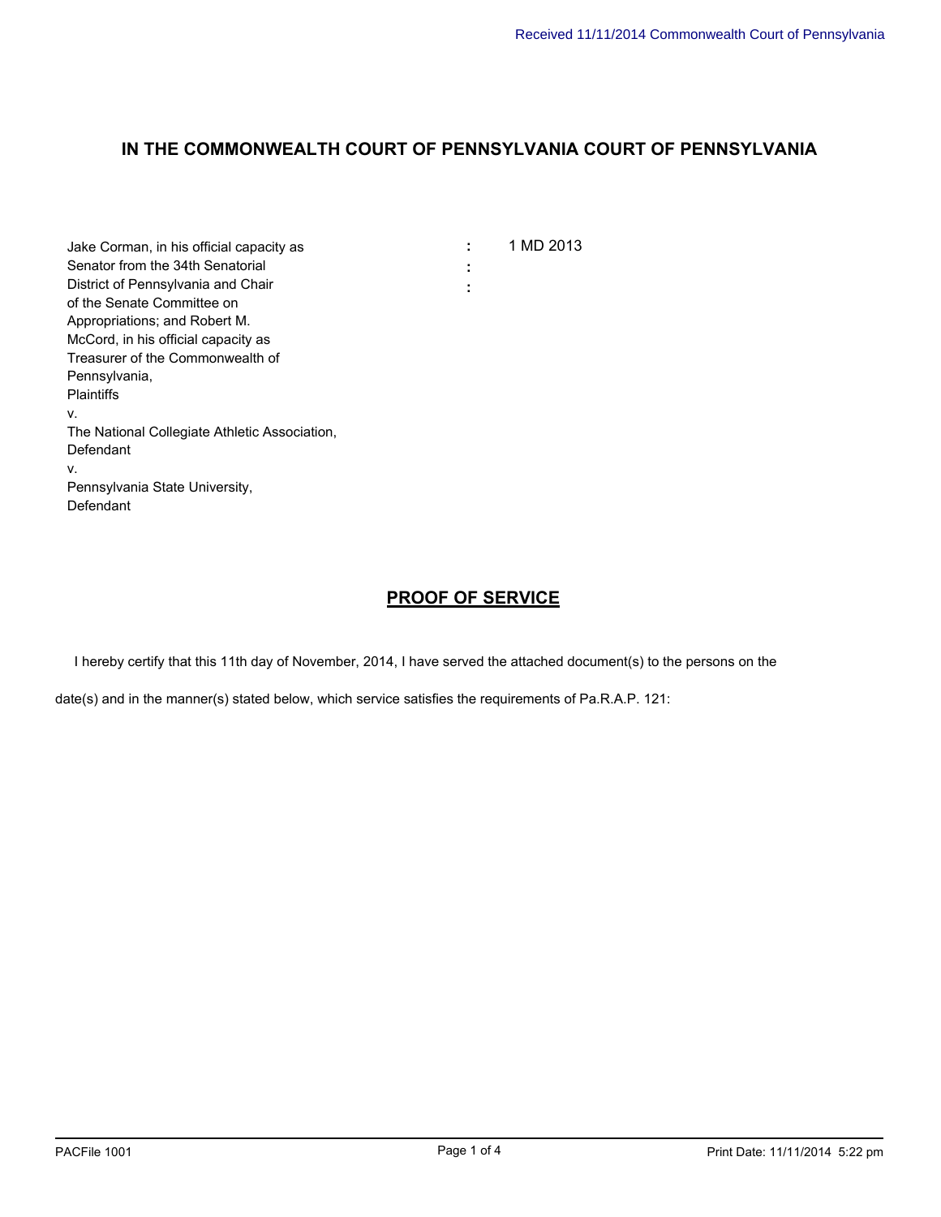Received 11/11/2014 Commonwealth Court of Pennsylvania

## IN THE COMMONWEALTH COURT OF PENNSYLVANIA COURT OF PENNSYLVANIA

Jake Corman, in his official capacity as Senator from the 34th Senatorial District of Pennsylvania and Chair of the Senate Committee on Appropriations; and Robert M. McCord, in his official capacity as Treasurer of the Commonwealth of Pennsylvania,
Plaintiffs
v.
The National Collegiate Athletic Association,
Defendant
v.
Pennsylvania State University,
Defendant

: 1 MD 2013
:
:

## PROOF OF SERVICE

I hereby certify that this 11th day of November, 2014, I have served the attached document(s) to the persons on the date(s) and in the manner(s) stated below, which service satisfies the requirements of Pa.R.A.P. 121:

PACFile 1001 Print Date: 11/11/2014 5:22 pm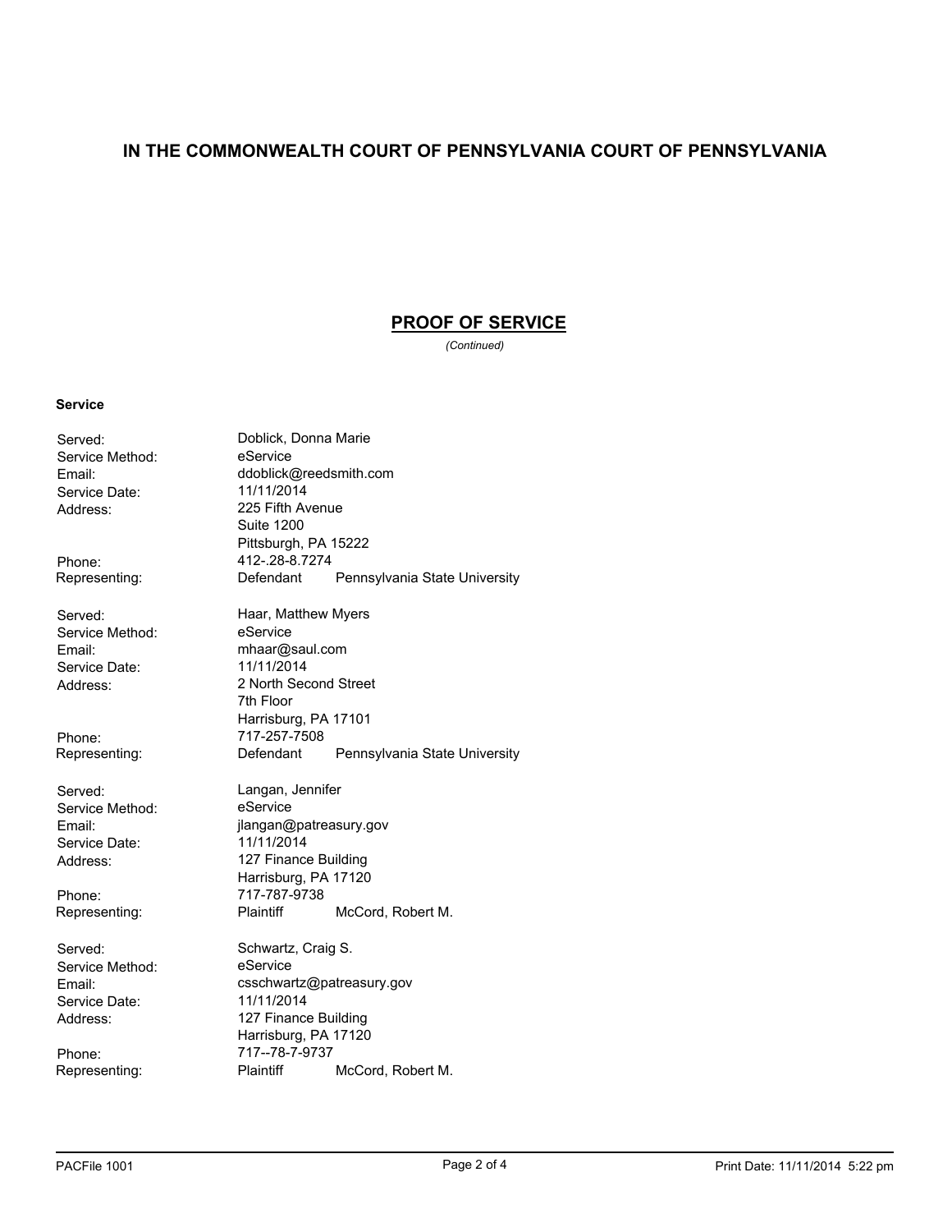## IN THE COMMONWEALTH COURT OF PENNSYLVANIA COURT OF PENNSYLVANIA

## PROOF OF SERVICE

*(Continued)*

**Service**

| | |
|---|---|
| Served: | Doblick, Donna Marie |
| Service Method: | eService |
| Email: | ddoblick@reedsmith.com |
| Service Date: | 11/11/2014 |
| Address: | 225 Fifth Avenue<br>Suite 1200<br>Pittsburgh, PA 15222 |
| Phone: | 412-.28-8.7274 |
| Representing: | Defendant    Pennsylvania State University |

| | |
|---|---|
| Served: | Haar, Matthew Myers |
| Service Method: | eService |
| Email: | mhaar@saul.com |
| Service Date: | 11/11/2014 |
| Address: | 2 North Second Street<br>7th Floor<br>Harrisburg, PA 17101 |
| Phone: | 717-257-7508 |
| Representing: | Defendant    Pennsylvania State University |

| | |
|---|---|
| Served: | Langan, Jennifer |
| Service Method: | eService |
| Email: | jlangan@patreasury.gov |
| Service Date: | 11/11/2014 |
| Address: | 127 Finance Building<br>Harrisburg, PA 17120 |
| Phone: | 717-787-9738 |
| Representing: | Plaintiff    McCord, Robert M. |

| | |
|---|---|
| Served: | Schwartz, Craig S. |
| Service Method: | eService |
| Email: | csschwartz@patreasury.gov |
| Service Date: | 11/11/2014 |
| Address: | 127 Finance Building<br>Harrisburg, PA 17120 |
| Phone: | 717--78-7-9737 |
| Representing: | Plaintiff    McCord, Robert M. |

PACFile 1001    Print Date: 11/11/2014 5:22 pm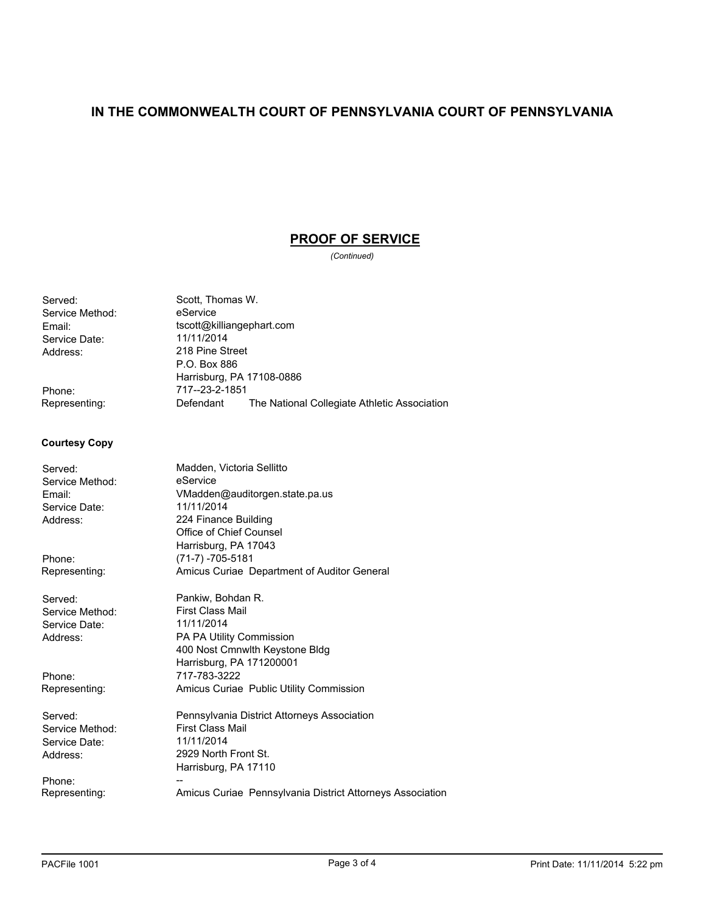## IN THE COMMONWEALTH COURT OF PENNSYLVANIA COURT OF PENNSYLVANIA

## PROOF OF SERVICE

*(Continued)*

Served: Scott, Thomas W.
Service Method: eService
Email: tscott@killiangephart.com
Service Date: 11/11/2014
Address: 218 Pine Street
P.O. Box 886
Harrisburg, PA 17108-0886
Phone: 717--23-2-1851
Representing: Defendant The National Collegiate Athletic Association

**Courtesy Copy**

Served: Madden, Victoria Sellitto
Service Method: eService
Email: VMadden@auditorgen.state.pa.us
Service Date: 11/11/2014
Address: 224 Finance Building
Office of Chief Counsel
Harrisburg, PA 17043
Phone: (71-7) -705-5181
Representing: Amicus Curiae Department of Auditor General

Served: Pankiw, Bohdan R.
Service Method: First Class Mail
Service Date: 11/11/2014
Address: PA PA Utility Commission
400 Nost Cmnwlth Keystone Bldg
Harrisburg, PA 171200001
Phone: 717-783-3222
Representing: Amicus Curiae Public Utility Commission

Served: Pennsylvania District Attorneys Association
Service Method: First Class Mail
Service Date: 11/11/2014
Address: 2929 North Front St.
Harrisburg, PA 17110
Phone: --
Representing: Amicus Curiae Pennsylvania District Attorneys Association

PACFile 1001 Print Date: 11/11/2014 5:22 pm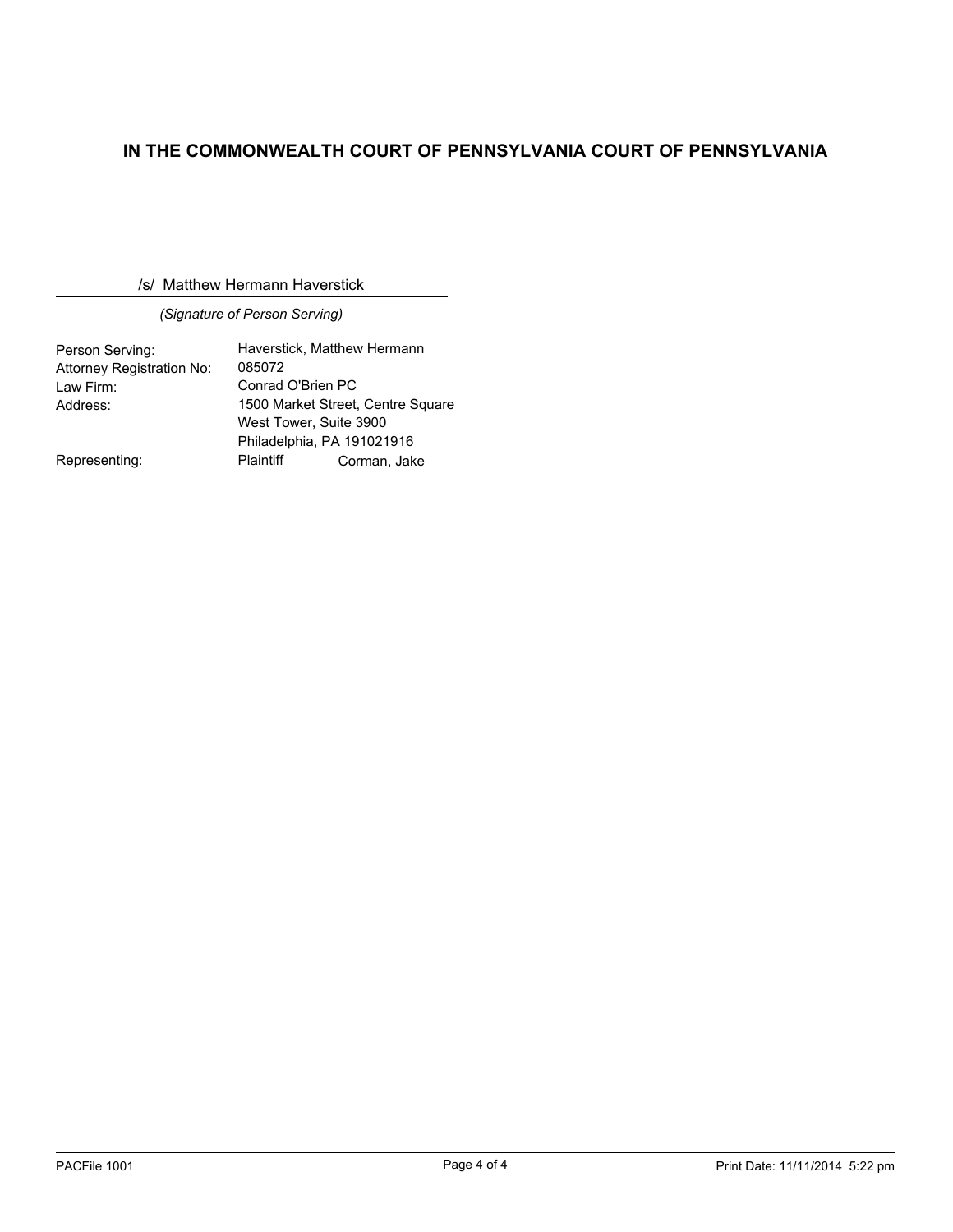# IN THE COMMONWEALTH COURT OF PENNSYLVANIA COURT OF PENNSYLVANIA

/s/ Matthew Hermann Haverstick

*(Signature of Person Serving)*

| | |
|---|---|
| Person Serving: | Haverstick, Matthew Hermann |
| Attorney Registration No: | 085072 |
| Law Firm: | Conrad O'Brien PC |
| Address: | 1500 Market Street, Centre Square<br>West Tower, Suite 3900<br>Philadelphia, PA 191021916 |
| Representing: | Plaintiff Corman, Jake |

PACFile 1001

Print Date: 11/11/2014 5:22 pm